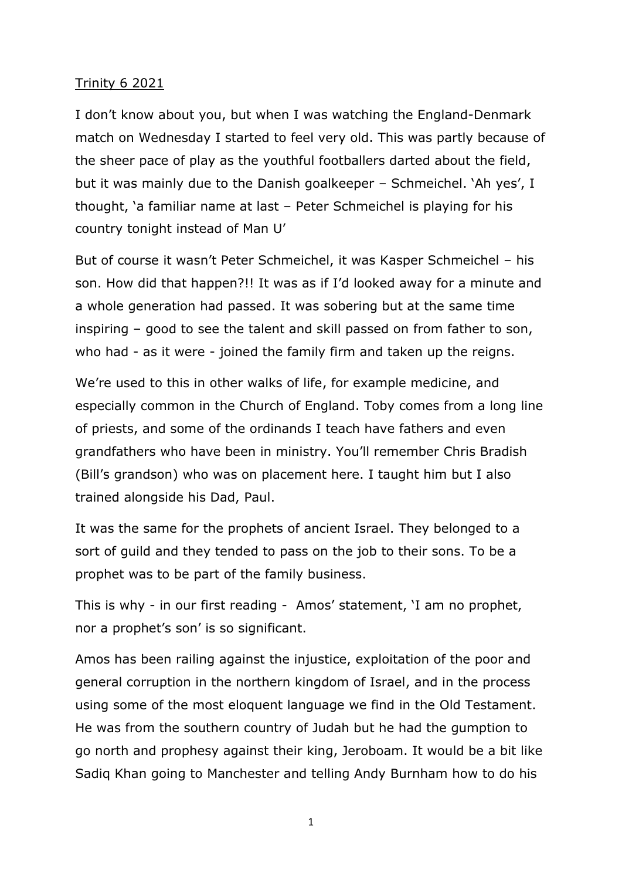<u>Trinity 6 2021</u>

I don't know about you, but when I was watching the England-Denmark match on Wednesday I started to feel very old. This was partly because of the sheer pace of play as the youthful footballers darted about the field, but it was mainly due to the Danish goalkeeper – Schmeichel. 'Ah yes', I thought, 'a familiar name at last – Peter Schmeichel is playing for his country tonight instead of Man U'

But of course it wasn't Peter Schmeichel, it was Kasper Schmeichel – his son. How did that happen?!! It was as if I'd looked away for a minute and a whole generation had passed. It was sobering but at the same time inspiring – good to see the talent and skill passed on from father to son, who had - as it were - joined the family firm and taken up the reigns.

We're used to this in other walks of life, for example medicine, and especially common in the Church of England. Toby comes from a long line of priests, and some of the ordinands I teach have fathers and even grandfathers who have been in ministry. You'll remember Chris Bradish (Bill's grandson) who was on placement here. I taught him but I also trained alongside his Dad, Paul.

It was the same for the prophets of ancient Israel. They belonged to a sort of guild and they tended to pass on the job to their sons. To be a prophet was to be part of the family business.

This is why - in our first reading - Amos' statement, 'I am no prophet, nor a prophet's son' is so significant.

Amos has been railing against the injustice, exploitation of the poor and general corruption in the northern kingdom of Israel, and in the process using some of the most eloquent language we find in the Old Testament. He was from the southern country of Judah but he had the gumption to go north and prophesy against their king, Jeroboam. It would be a bit like Sadiq Khan going to Manchester and telling Andy Burnham how to do his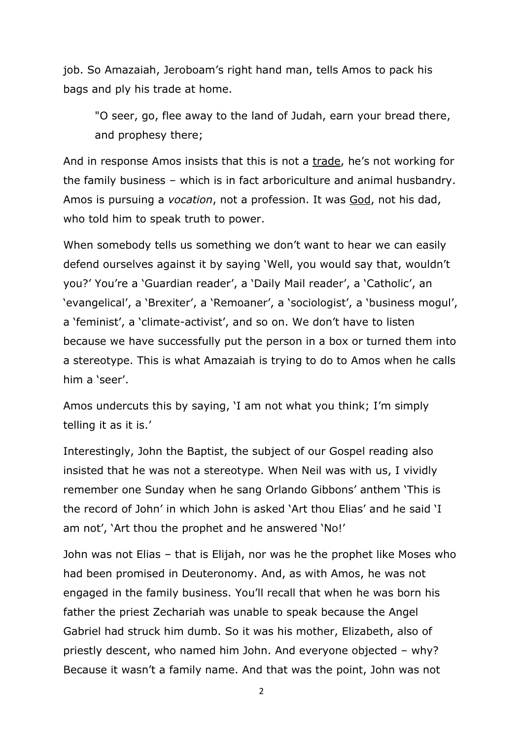job. So Amazaiah, Jeroboam's right hand man, tells Amos to pack his bags and ply his trade at home.

> "O seer, go, flee away to the land of Judah, earn your bread there, and prophesy there;

And in response Amos insists that this is not a <u>trade</u>, he's not working for the family business – which is in fact arboriculture and animal husbandry. Amos is pursuing a *vocation*, not a profession. It was <u>God</u>, not his dad, who told him to speak truth to power.

When somebody tells us something we don't want to hear we can easily defend ourselves against it by saying 'Well, you would say that, wouldn't you?' You're a 'Guardian reader', a 'Daily Mail reader', a 'Catholic', an 'evangelical', a 'Brexiter', a 'Remoaner', a 'sociologist', a 'business mogul', a 'feminist', a 'climate-activist', and so on. We don't have to listen because we have successfully put the person in a box or turned them into a stereotype. This is what Amazaiah is trying to do to Amos when he calls him a 'seer'.

Amos undercuts this by saying, 'I am not what you think; I'm simply telling it as it is.'

Interestingly, John the Baptist, the subject of our Gospel reading also insisted that he was not a stereotype. When Neil was with us, I vividly remember one Sunday when he sang Orlando Gibbons' anthem 'This is the record of John' in which John is asked 'Art thou Elias' and he said 'I am not', 'Art thou the prophet and he answered 'No!'

John was not Elias – that is Elijah, nor was he the prophet like Moses who had been promised in Deuteronomy. And, as with Amos, he was not engaged in the family business. You'll recall that when he was born his father the priest Zechariah was unable to speak because the Angel Gabriel had struck him dumb. So it was his mother, Elizabeth, also of priestly descent, who named him John. And everyone objected – why? Because it wasn't a family name. And that was the point, John was not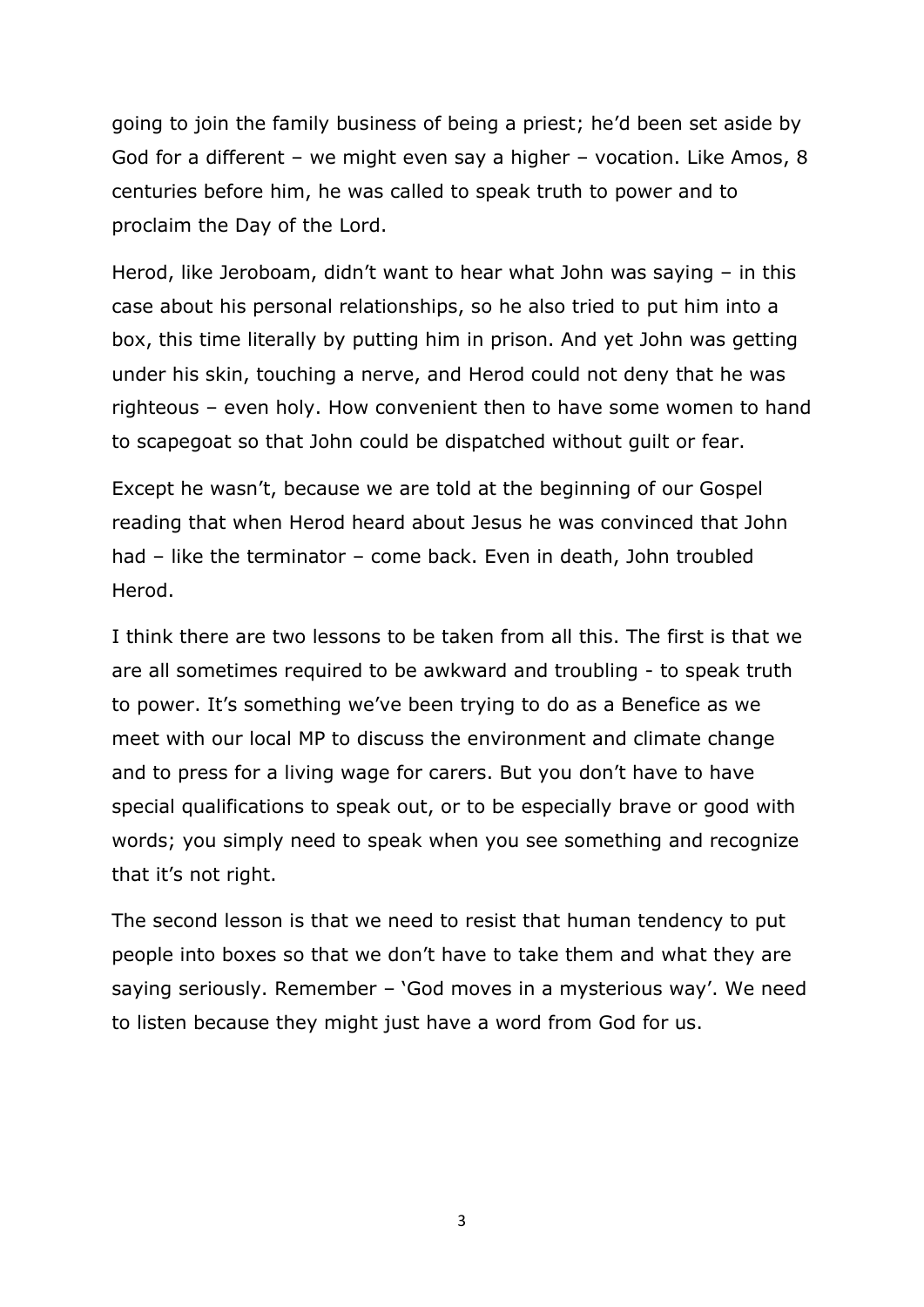going to join the family business of being a priest; he'd been set aside by God for a different – we might even say a higher – vocation. Like Amos, 8 centuries before him, he was called to speak truth to power and to proclaim the Day of the Lord.

Herod, like Jeroboam, didn't want to hear what John was saying – in this case about his personal relationships, so he also tried to put him into a box, this time literally by putting him in prison. And yet John was getting under his skin, touching a nerve, and Herod could not deny that he was righteous – even holy. How convenient then to have some women to hand to scapegoat so that John could be dispatched without guilt or fear.

Except he wasn't, because we are told at the beginning of our Gospel reading that when Herod heard about Jesus he was convinced that John had – like the terminator – come back. Even in death, John troubled Herod.

I think there are two lessons to be taken from all this. The first is that we are all sometimes required to be awkward and troubling - to speak truth to power. It's something we've been trying to do as a Benefice as we meet with our local MP to discuss the environment and climate change and to press for a living wage for carers. But you don't have to have special qualifications to speak out, or to be especially brave or good with words; you simply need to speak when you see something and recognize that it's not right.

The second lesson is that we need to resist that human tendency to put people into boxes so that we don't have to take them and what they are saying seriously. Remember – 'God moves in a mysterious way'. We need to listen because they might just have a word from God for us.